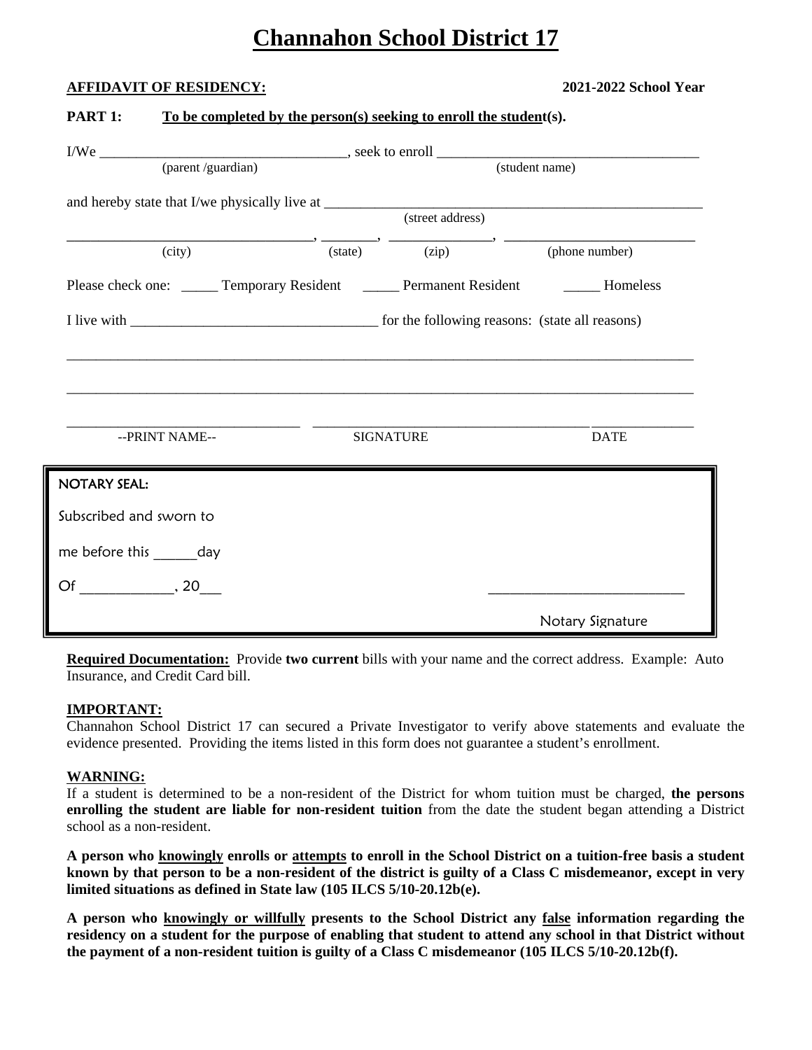# Channahon School District 17

**AFFIDAVIT OF RESIDENCY:** **2021-2022 School Year**

**PART 1:** **To be completed by the person(s) seeking to enroll the student(s).**

I/We __________________________________, seek to enroll ___________________________________
(parent /guardian) (student name)

and hereby state that I/we physically live at ____________________________________________________
(street address)

_________________________________, _______, ______________, _________________________
(city) (state) (zip) (phone number)

Please check one: _____ Temporary Resident _____ Permanent Resident _____ Homeless

I live with _________________________________ for the following reasons: (state all reasons)

_____________________________________________________________________________________

_____________________________________________________________________________________

________________________________ ______________________________________ ______________
--PRINT NAME-- SIGNATURE DATE

NOTARY SEAL:

Subscribed and sworn to

me before this ______day

Of ____________, 20___ __________________________

Notary Signature

**Required Documentation:** Provide **two current** bills with your name and the correct address. Example: Auto Insurance, and Credit Card bill.

**IMPORTANT:**
Channahon School District 17 can secured a Private Investigator to verify above statements and evaluate the evidence presented. Providing the items listed in this form does not guarantee a student's enrollment.

**WARNING:**
If a student is determined to be a non-resident of the District for whom tuition must be charged, **the persons enrolling the student are liable for non-resident tuition** from the date the student began attending a District school as a non-resident.

**A person who knowingly enrolls or attempts to enroll in the School District on a tuition-free basis a student known by that person to be a non-resident of the district is guilty of a Class C misdemeanor, except in very limited situations as defined in State law (105 ILCS 5/10-20.12b(e).**

**A person who knowingly or willfully presents to the School District any false information regarding the residency on a student for the purpose of enabling that student to attend any school in that District without the payment of a non-resident tuition is guilty of a Class C misdemeanor (105 ILCS 5/10-20.12b(f).**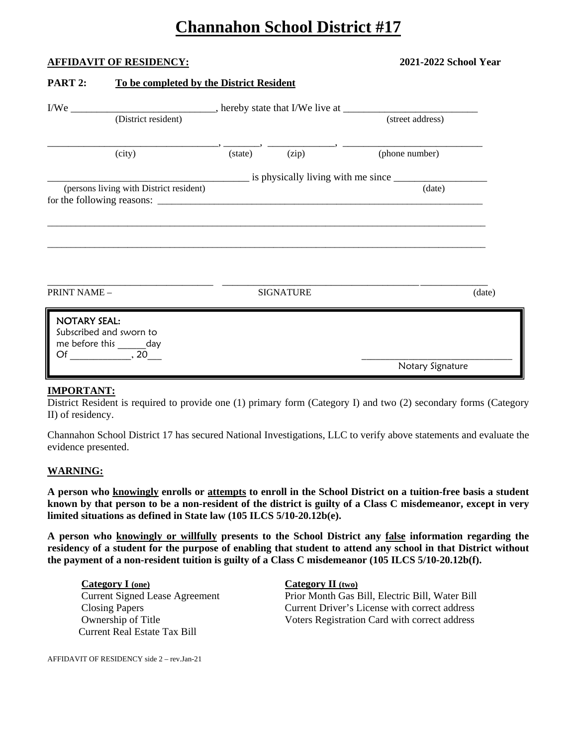# Channahon School District #17

**AFFIDAVIT OF RESIDENCY:** **2021-2022 School Year**

**PART 2:** **To be completed by the District Resident**

I/We ____________________________, hereby state that I/We live at __________________________
(District resident) (street address)

__________________________________, _______, ______________, ___________________________
(city) (state) (zip) (phone number)

________________________________________ is physically living with me since __________________
(persons living with District resident) (date)

for the following reasons: __________________________________________________________________

_____________________________________________________________________________________

_____________________________________________________________________________________

__________________________________ ______________________________________ _____________
PRINT NAME – SIGNATURE (date)

NOTARY SEAL:
Subscribed and sworn to
me before this ______day
Of ____________, 20___

______________________________
Notary Signature

**IMPORTANT:**

District Resident is required to provide one (1) primary form (Category I) and two (2) secondary forms (Category II) of residency.

Channahon School District 17 has secured National Investigations, LLC to verify above statements and evaluate the evidence presented.

**WARNING:**

**A person who knowingly enrolls or attempts to enroll in the School District on a tuition-free basis a student known by that person to be a non-resident of the district is guilty of a Class C misdemeanor, except in very limited situations as defined in State law (105 ILCS 5/10-20.12b(e).**

**A person who knowingly or willfully presents to the School District any false information regarding the residency of a student for the purpose of enabling that student to attend any school in that District without the payment of a non-resident tuition is guilty of a Class C misdemeanor (105 ILCS 5/10-20.12b(f).**

| Category I (one) | Category II (two) |
|---|---|
| Current Signed Lease Agreement | Prior Month Gas Bill, Electric Bill, Water Bill |
| Closing Papers | Current Driver's License with correct address |
| Ownership of Title | Voters Registration Card with correct address |
| Current Real Estate Tax Bill | |

AFFIDAVIT OF RESIDENCY side 2 – rev.Jan-21